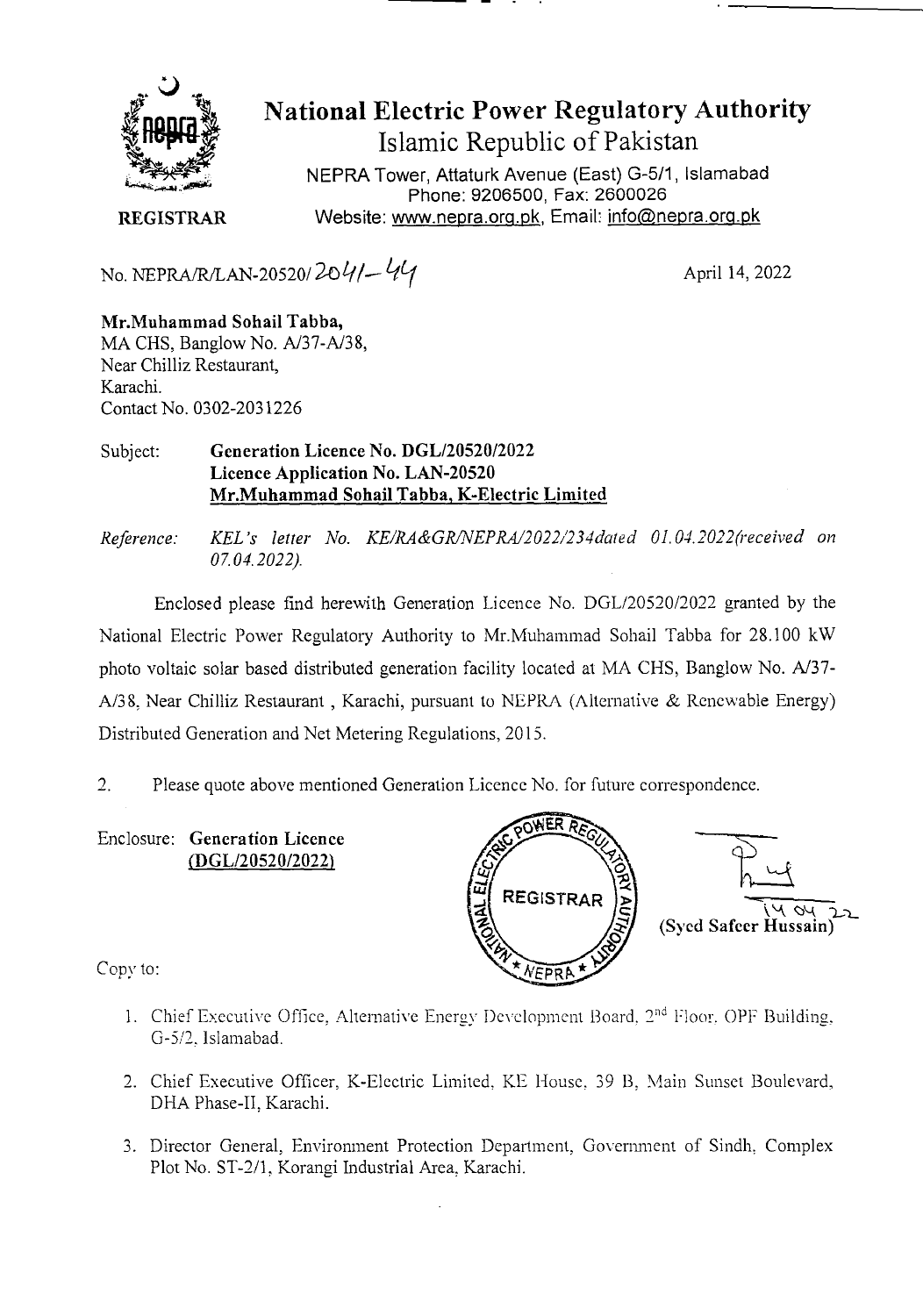# National Electric Power Regulatory Authority

## Islamic Republic of Pakistan

NEPRA Tower, Attaturk Avenue (East) G-5/1, Islamabad
Phone: 9206500, Fax: 2600026
Website: www.nepra.org.pk, Email: info@nepra.org.pk

**REGISTRAR**

No. NEPRA/R/LAN-20520/2041-44

April 14, 2022

**Mr.Muhammad Sohail Tabba,**
MA CHS, Banglow No. A/37-A/38,
Near Chilliz Restaurant,
Karachi.
Contact No. 0302-2031226

Subject: **Generation Licence No. DGL/20520/2022**
**Licence Application No. LAN-20520**
**Mr.Muhammad Sohail Tabba, K-Electric Limited**

*Reference: KEL's letter No. KE/RA&GR/NEPRA/2022/234dated 01.04.2022(received on 07.04.2022).*

Enclosed please find herewith Generation Licence No. DGL/20520/2022 granted by the National Electric Power Regulatory Authority to Mr.Muhammad Sohail Tabba for 28.100 kW photo voltaic solar based distributed generation facility located at MA CHS, Banglow No. A/37-A/38, Near Chilliz Restaurant , Karachi, pursuant to NEPRA (Alternative & Renewable Energy) Distributed Generation and Net Metering Regulations, 2015.

2. Please quote above mentioned Generation Licence No. for future correspondence.

Enclosure: **Generation Licence**
**(DGL/20520/2022)**

14 04 22
(Syed Safeer Hussain)

Copy to:

1. Chief Executive Office, Alternative Energy Development Board, 2nd Floor, OPF Building, G-5/2, Islamabad.

2. Chief Executive Officer, K-Electric Limited, KE House, 39 B, Main Sunset Boulevard, DHA Phase-II, Karachi.

3. Director General, Environment Protection Department, Government of Sindh, Complex Plot No. ST-2/1, Korangi Industrial Area, Karachi.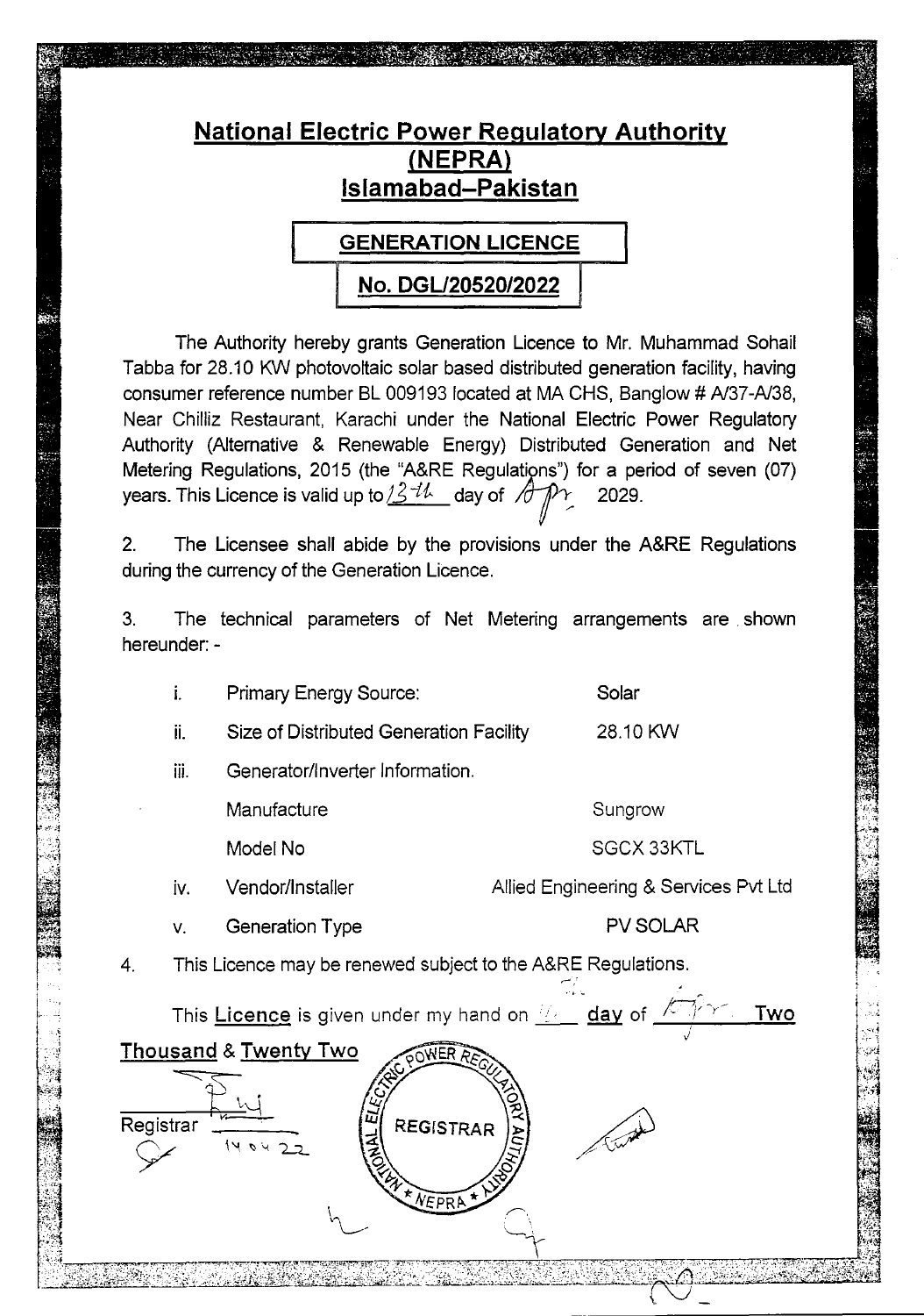# National Electric Power Regulatory Authority (NEPRA) Islamabad–Pakistan

## GENERATION LICENCE

## No. DGL/20520/2022

The Authority hereby grants Generation Licence to Mr. Muhammad Sohail Tabba for 28.10 KW photovoltaic solar based distributed generation facility, having consumer reference number BL 009193 located at MA CHS, Banglow # A/37-A/38, Near Chilliz Restaurant, Karachi under the National Electric Power Regulatory Authority (Alternative & Renewable Energy) Distributed Generation and Net Metering Regulations, 2015 (the "A&RE Regulations") for a period of seven (07) years. This Licence is valid up to 13th day of Apr 2029.

2. The Licensee shall abide by the provisions under the A&RE Regulations during the currency of the Generation Licence.

3. The technical parameters of Net Metering arrangements are shown hereunder: -

| | | |
|---|---|---|
| i. | Primary Energy Source: | Solar |
| ii. | Size of Distributed Generation Facility | 28.10 KW |
| iii. | Generator/Inverter Information. | |
| | Manufacture | Sungrow |
| | Model No | SGCX 33KTL |
| iv. | Vendor/Installer | Allied Engineering & Services Pvt Ltd |
| v. | Generation Type | PV SOLAR |

4. This Licence may be renewed subject to the A&RE Regulations.

This **Licence** is given under my hand on 14 **day** of Apr **Two Thousand** & **Twenty Two**

Registrar

14 04 22

REGISTRAR

NATIONAL ELECTRIC POWER REGULATORY AUTHORITY * NEPRA *